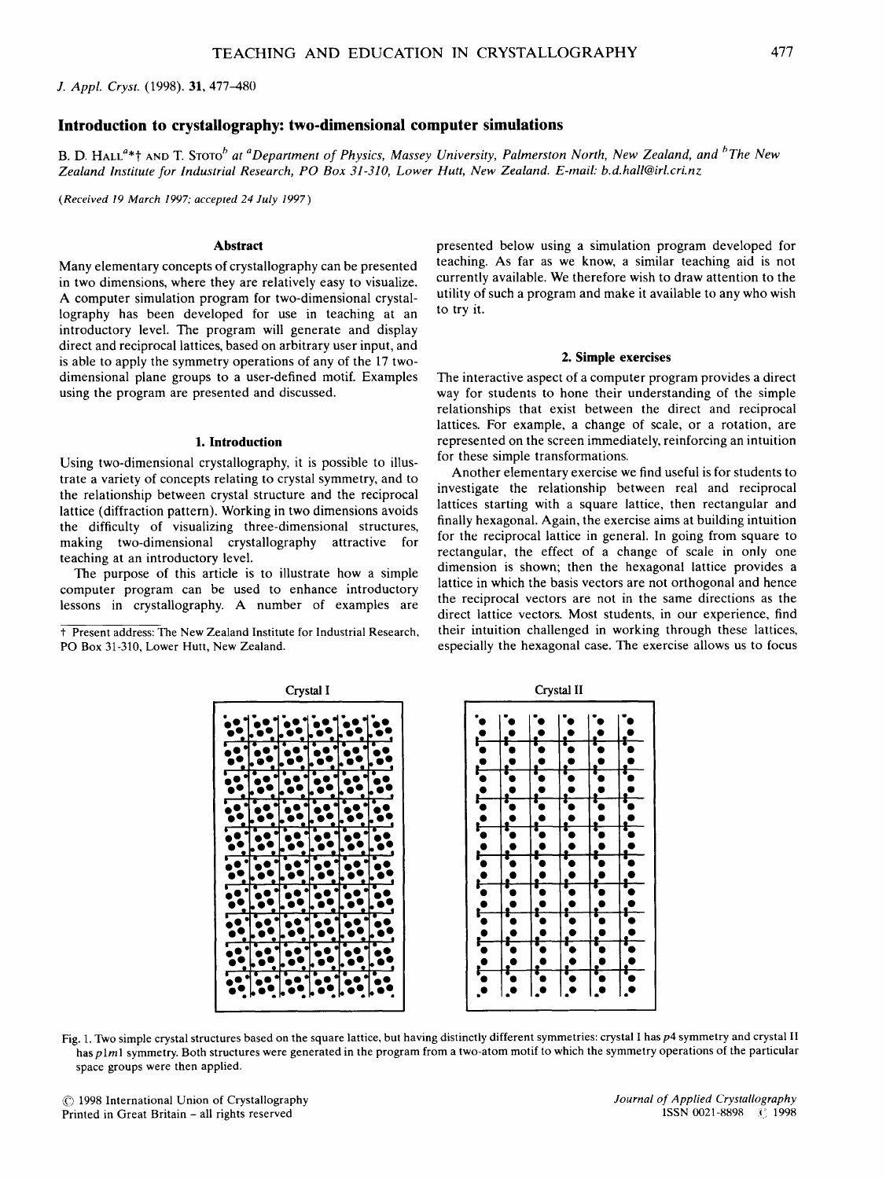# Introduction to crystallography: two-dimensional computer simulations

B. D. Hall[a*†] and T. Stoto[b] at [a]Department of Physics, Massey University, Palmerston North, New Zealand, and [b]The New Zealand Institute for Industrial Research, PO Box 31-310, Lower Hutt, New Zealand. E-mail: b.d.hall@irl.cri.nz

*(Received 19 March 1997; accepted 24 July 1997)*

## Abstract

Many elementary concepts of crystallography can be presented in two dimensions, where they are relatively easy to visualize. A computer simulation program for two-dimensional crystallography has been developed for use in teaching at an introductory level. The program will generate and display direct and reciprocal lattices, based on arbitrary user input, and is able to apply the symmetry operations of any of the 17 two-dimensional plane groups to a user-defined motif. Examples using the program are presented and discussed.

## 1. Introduction

Using two-dimensional crystallography, it is possible to illustrate a variety of concepts relating to crystal symmetry, and to the relationship between crystal structure and the reciprocal lattice (diffraction pattern). Working in two dimensions avoids the difficulty of visualizing three-dimensional structures, making two-dimensional crystallography attractive for teaching at an introductory level.

The purpose of this article is to illustrate how a simple computer program can be used to enhance introductory lessons in crystallography. A number of examples are presented below using a simulation program developed for teaching. As far as we know, a similar teaching aid is not currently available. We therefore wish to draw attention to the utility of such a program and make it available to any who wish to try it.

† Present address: The New Zealand Institute for Industrial Research, PO Box 31-310, Lower Hutt, New Zealand.

## 2. Simple exercises

The interactive aspect of a computer program provides a direct way for students to hone their understanding of the simple relationships that exist between the direct and reciprocal lattices. For example, a change of scale, or a rotation, are represented on the screen immediately, reinforcing an intuition for these simple transformations.

Another elementary exercise we find useful is for students to investigate the relationship between real and reciprocal lattices starting with a square lattice, then rectangular and finally hexagonal. Again, the exercise aims at building intuition for the reciprocal lattice in general. In going from square to rectangular, the effect of a change of scale in only one dimension is shown; then the hexagonal lattice provides a lattice in which the basis vectors are not orthogonal and hence the reciprocal vectors are not in the same directions as the direct lattice vectors. Most students, in our experience, find their intuition challenged in working through these lattices, especially the hexagonal case. The exercise allows us to focus

Crystal I

Crystal II

Fig. 1. Two simple crystal structures based on the square lattice, but having distinctly different symmetries: crystal I has *p*4 symmetry and crystal II has *p*1*m*1 symmetry. Both structures were generated in the program from a two-atom motif to which the symmetry operations of the particular space groups were then applied.

© 1998 International Union of Crystallography
Printed in Great Britain – all rights reserved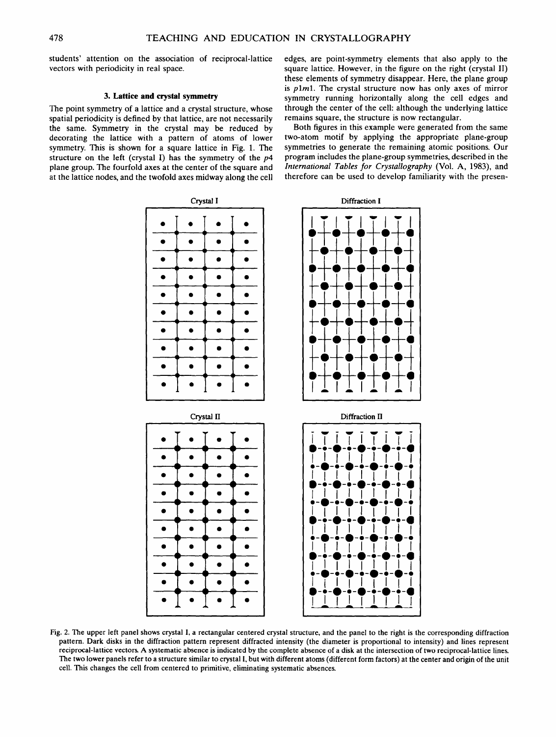students' attention on the association of reciprocal-lattice vectors with periodicity in real space.

### 3. Lattice and crystal symmetry

The point symmetry of a lattice and a crystal structure, whose spatial periodicity is defined by that lattice, are not necessarily the same. Symmetry in the crystal may be reduced by decorating the lattice with a pattern of atoms of lower symmetry. This is shown for a square lattice in Fig. 1. The structure on the left (crystal I) has the symmetry of the $p4$ plane group. The fourfold axes at the center of the square and at the lattice nodes, and the twofold axes midway along the cell edges, are point-symmetry elements that also apply to the square lattice. However, in the figure on the right (crystal II) these elements of symmetry disappear. Here, the plane group is $p1m1$. The crystal structure now has only axes of mirror symmetry running horizontally along the cell edges and through the center of the cell: although the underlying lattice remains square, the structure is now rectangular.

Both figures in this example were generated from the same two-atom motif by applying the appropriate plane-group symmetries to generate the remaining atomic positions. Our program includes the plane-group symmetries, described in the *International Tables for Crystallography* (Vol. A, 1983), and therefore can be used to develop familiarity with the presen-

Fig. 2. The upper left panel shows crystal I, a rectangular centered crystal structure, and the panel to the right is the corresponding diffraction pattern. Dark disks in the diffraction pattern represent diffracted intensity (the diameter is proportional to intensity) and lines represent reciprocal-lattice vectors. A systematic absence is indicated by the complete absence of a disk at the intersection of two reciprocal-lattice lines. The two lower panels refer to a structure similar to crystal I, but with different atoms (different form factors) at the center and origin of the unit cell. This changes the cell from centered to primitive, eliminating systematic absences.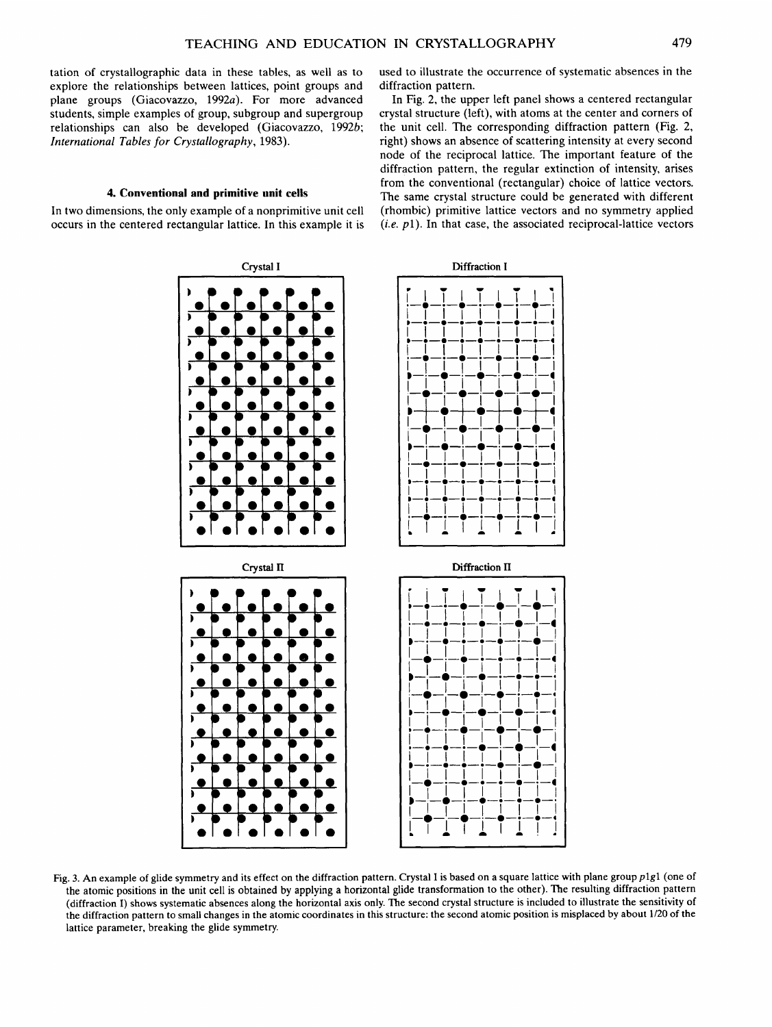tation of crystallographic data in these tables, as well as to explore the relationships between lattices, point groups and plane groups (Giacovazzo, 1992*a*). For more advanced students, simple examples of group, subgroup and supergroup relationships can also be developed (Giacovazzo, 1992*b*; *International Tables for Crystallography*, 1983).

## 4. Conventional and primitive unit cells

In two dimensions, the only example of a nonprimitive unit cell occurs in the centered rectangular lattice. In this example it is used to illustrate the occurrence of systematic absences in the diffraction pattern.

In Fig. 2, the upper left panel shows a centered rectangular crystal structure (left), with atoms at the center and corners of the unit cell. The corresponding diffraction pattern (Fig. 2, right) shows an absence of scattering intensity at every second node of the reciprocal lattice. The important feature of the diffraction pattern, the regular extinction of intensity, arises from the conventional (rectangular) choice of lattice vectors. The same crystal structure could be generated with different (rhombic) primitive lattice vectors and no symmetry applied (*i.e.* $p1$). In that case, the associated reciprocal-lattice vectors

Crystal I

Diffraction I

Crystal II

Diffraction II

Fig. 3. An example of glide symmetry and its effect on the diffraction pattern. Crystal I is based on a square lattice with plane group $p1g1$ (one of the atomic positions in the unit cell is obtained by applying a horizontal glide transformation to the other). The resulting diffraction pattern (diffraction I) shows systematic absences along the horizontal axis only. The second crystal structure is included to illustrate the sensitivity of the diffraction pattern to small changes in the atomic coordinates in this structure: the second atomic position is misplaced by about 1/20 of the lattice parameter, breaking the glide symmetry.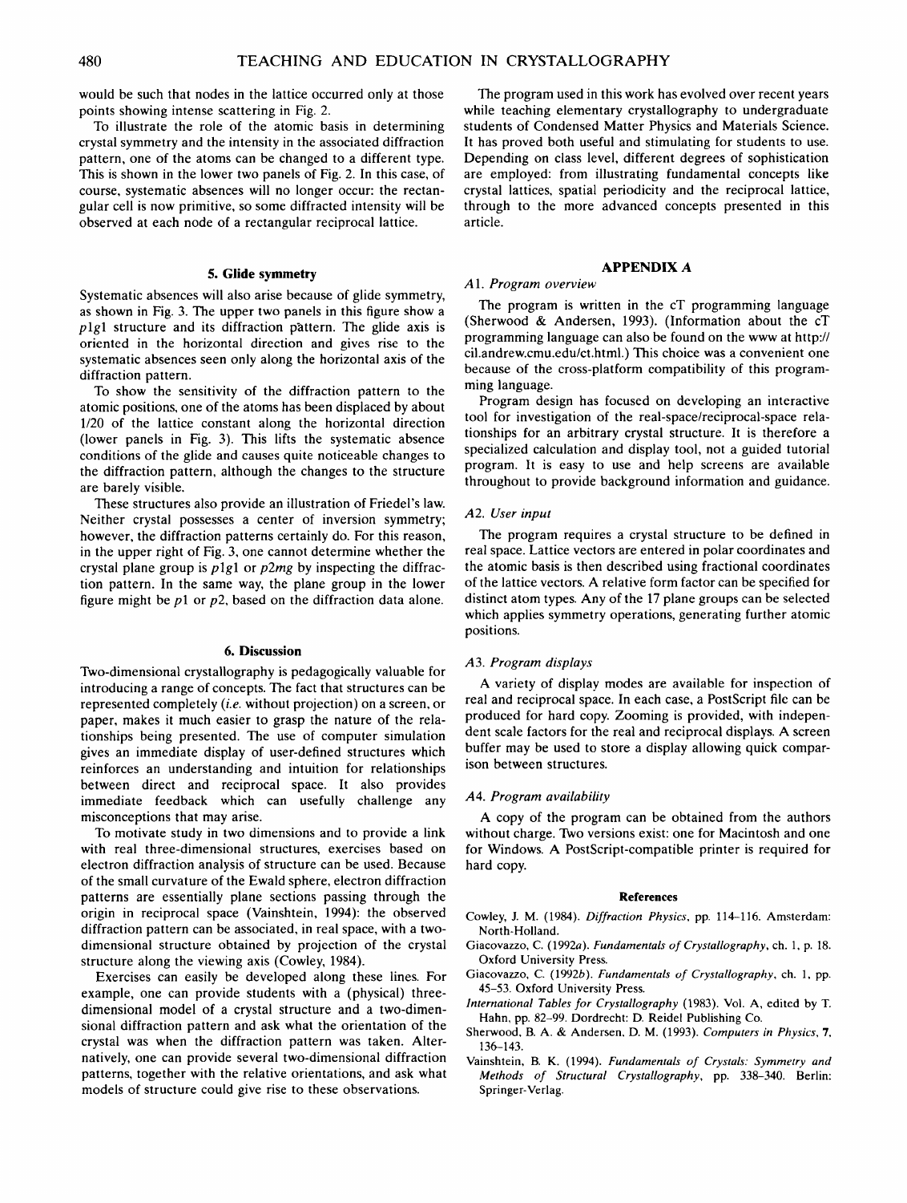would be such that nodes in the lattice occurred only at those points showing intense scattering in Fig. 2.

To illustrate the role of the atomic basis in determining crystal symmetry and the intensity in the associated diffraction pattern, one of the atoms can be changed to a different type. This is shown in the lower two panels of Fig. 2. In this case, of course, systematic absences will no longer occur: the rectangular cell is now primitive, so some diffracted intensity will be observed at each node of a rectangular reciprocal lattice.

### 5. Glide symmetry

Systematic absences will also arise because of glide symmetry, as shown in Fig. 3. The upper two panels in this figure show a *p*1*g*1 structure and its diffraction pattern. The glide axis is oriented in the horizontal direction and gives rise to the systematic absences seen only along the horizontal axis of the diffraction pattern.

To show the sensitivity of the diffraction pattern to the atomic positions, one of the atoms has been displaced by about 1/20 of the lattice constant along the horizontal direction (lower panels in Fig. 3). This lifts the systematic absence conditions of the glide and causes quite noticeable changes to the diffraction pattern, although the changes to the structure are barely visible.

These structures also provide an illustration of Friedel's law. Neither crystal possesses a center of inversion symmetry; however, the diffraction patterns certainly do. For this reason, in the upper right of Fig. 3, one cannot determine whether the crystal plane group is *p*1*g*1 or *p*2*mg* by inspecting the diffraction pattern. In the same way, the plane group in the lower figure might be *p*1 or *p*2, based on the diffraction data alone.

### 6. Discussion

Two-dimensional crystallography is pedagogically valuable for introducing a range of concepts. The fact that structures can be represented completely (*i.e.* without projection) on a screen, or paper, makes it much easier to grasp the nature of the relationships being presented. The use of computer simulation gives an immediate display of user-defined structures which reinforces an understanding and intuition for relationships between direct and reciprocal space. It also provides immediate feedback which can usefully challenge any misconceptions that may arise.

To motivate study in two dimensions and to provide a link with real three-dimensional structures, exercises based on electron diffraction analysis of structure can be used. Because of the small curvature of the Ewald sphere, electron diffraction patterns are essentially plane sections passing through the origin in reciprocal space (Vainshtein, 1994): the observed diffraction pattern can be associated, in real space, with a two-dimensional structure obtained by projection of the crystal structure along the viewing axis (Cowley, 1984).

Exercises can easily be developed along these lines. For example, one can provide students with a (physical) three-dimensional model of a crystal structure and a two-dimensional diffraction pattern and ask what the orientation of the crystal was when the diffraction pattern was taken. Alternatively, one can provide several two-dimensional diffraction patterns, together with the relative orientations, and ask what models of structure could give rise to these observations.

The program used in this work has evolved over recent years while teaching elementary crystallography to undergraduate students of Condensed Matter Physics and Materials Science. It has proved both useful and stimulating for students to use. Depending on class level, different degrees of sophistication are employed: from illustrating fundamental concepts like crystal lattices, spatial periodicity and the reciprocal lattice, through to the more advanced concepts presented in this article.

## APPENDIX A

### A1. *Program overview*

The program is written in the cT programming language (Sherwood & Andersen, 1993). (Information about the cT programming language can also be found on the www at http://cil.andrew.cmu.edu/ct.html.) This choice was a convenient one because of the cross-platform compatibility of this programming language.

Program design has focused on developing an interactive tool for investigation of the real-space/reciprocal-space relationships for an arbitrary crystal structure. It is therefore a specialized calculation and display tool, not a guided tutorial program. It is easy to use and help screens are available throughout to provide background information and guidance.

### A2. *User input*

The program requires a crystal structure to be defined in real space. Lattice vectors are entered in polar coordinates and the atomic basis is then described using fractional coordinates of the lattice vectors. A relative form factor can be specified for distinct atom types. Any of the 17 plane groups can be selected which applies symmetry operations, generating further atomic positions.

### A3. *Program displays*

A variety of display modes are available for inspection of real and reciprocal space. In each case, a PostScript file can be produced for hard copy. Zooming is provided, with independent scale factors for the real and reciprocal displays. A screen buffer may be used to store a display allowing quick comparison between structures.

### A4. *Program availability*

A copy of the program can be obtained from the authors without charge. Two versions exist: one for Macintosh and one for Windows. A PostScript-compatible printer is required for hard copy.

### References

Cowley, J. M. (1984). *Diffraction Physics*, pp. 114–116. Amsterdam: North-Holland.

Giacovazzo, C. (1992*a*). *Fundamentals of Crystallography*, ch. 1, p. 18. Oxford University Press.

Giacovazzo, C. (1992*b*). *Fundamentals of Crystallography*, ch. 1, pp. 45–53. Oxford University Press.

*International Tables for Crystallography* (1983). Vol. A, edited by T. Hahn, pp. 82–99. Dordrecht: D. Reidel Publishing Co.

Sherwood, B. A. & Andersen, D. M. (1993). *Computers in Physics*, **7**, 136–143.

Vainshtein, B. K. (1994). *Fundamentals of Crystals: Symmetry and Methods of Structural Crystallography*, pp. 338–340. Berlin: Springer-Verlag.